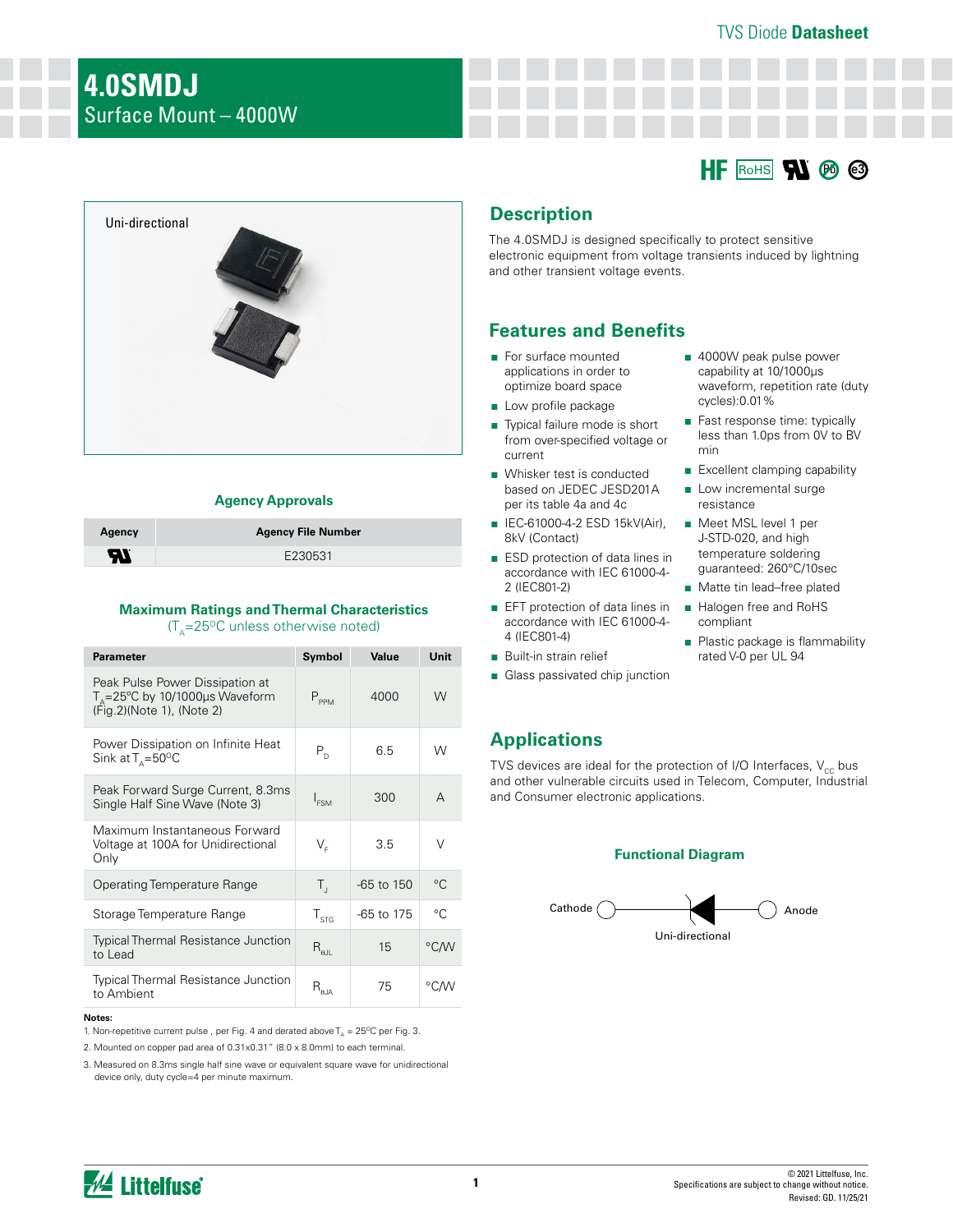TVS Diode **Datasheet**

# 4.0SMDJ

Surface Mount – 4000W

HF RoHS Pb e3

Uni-directional

### Agency Approvals

| Agency | Agency File Number |
|---|---|
| UL | E230531 |

### Maximum Ratings and Thermal Characteristics

($T_A$=25°C unless otherwise noted)

| Parameter | Symbol | Value | Unit |
|---|---|---|---|
| Peak Pulse Power Dissipation at $T_A$=25°C by 10/1000µs Waveform (Fig.2)(Note 1), (Note 2) | $P_{PPM}$ | 4000 | W |
| Power Dissipation on Infinite Heat Sink at $T_A$=50°C | $P_D$ | 6.5 | W |
| Peak Forward Surge Current, 8.3ms Single Half Sine Wave (Note 3) | $I_{FSM}$ | 300 | A |
| Maximum Instantaneous Forward Voltage at 100A for Unidirectional Only | $V_F$ | 3.5 | V |
| Operating Temperature Range | $T_J$ | -65 to 150 | °C |
| Storage Temperature Range | $T_{STG}$ | -65 to 175 | °C |
| Typical Thermal Resistance Junction to Lead | $R_{\theta JL}$ | 15 | °C/W |
| Typical Thermal Resistance Junction to Ambient | $R_{\theta JA}$ | 75 | °C/W |

**Notes:**

1. Non-repetitive current pulse , per Fig. 4 and derated above $T_A$ = 25°C per Fig. 3.
2. Mounted on copper pad area of 0.31x0.31" (8.0 x 8.0mm) to each terminal.
3. Measured on 8.3ms single half sine wave or equivalent square wave for unidirectional device only, duty cycle=4 per minute maximum.

## Description

The 4.0SMDJ is designed specifically to protect sensitive electronic equipment from voltage transients induced by lightning and other transient voltage events.

## Features and Benefits

- For surface mounted applications in order to optimize board space
- Low profile package
- Typical failure mode is short from over-specified voltage or current
- Whisker test is conducted based on JEDEC JESD201A per its table 4a and 4c
- IEC-61000-4-2 ESD 15kV(Air), 8kV (Contact)
- ESD protection of data lines in accordance with IEC 61000-4-2 (IEC801-2)
- EFT protection of data lines in accordance with IEC 61000-4-4 (IEC801-4)
- Built-in strain relief
- Glass passivated chip junction
- 4000W peak pulse power capability at 10/1000µs waveform, repetition rate (duty cycles):0.01%
- Fast response time: typically less than 1.0ps from 0V to BV min
- Excellent clamping capability
- Low incremental surge resistance
- Meet MSL level 1 per J-STD-020, and high temperature soldering guaranteed: 260°C/10sec
- Matte tin lead–free plated
- Halogen free and RoHS compliant
- Plastic package is flammability rated V-0 per UL 94

## Applications

TVS devices are ideal for the protection of I/O Interfaces, $V_{CC}$ bus and other vulnerable circuits used in Telecom, Computer, Industrial and Consumer electronic applications.

### Functional Diagram

Cathode — Anode

Uni-directional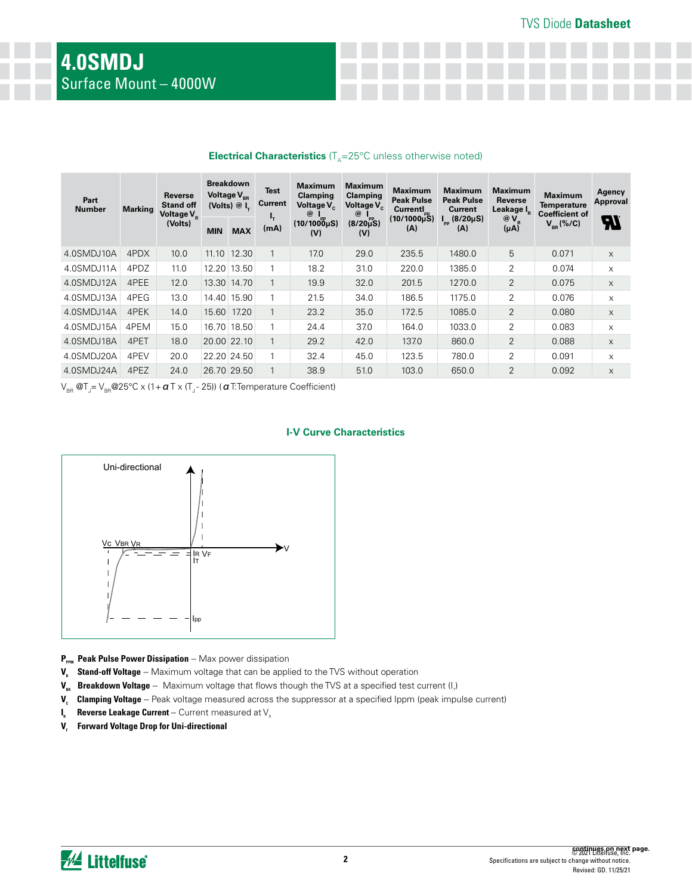# 4.0SMDJ

Surface Mount – 4000W

### Electrical Characteristics ($T_A$=25°C unless otherwise noted)

| Part Number | Marking | Reverse Stand off Voltage $V_R$ (Volts) | Breakdown Voltage $V_{BR}$ (Volts) @ $I_T$ | | Test Current $I_T$ (mA) | Maximum Clamping Voltage $V_C$ @ $I_{PP}$ (10/1000µS) (V) | Maximum Clamping Voltage $V_C$ @ $I_{PP}$ (8/20µS) (V) | Maximum Peak Pulse Current $I_{PP}$ (10/1000µS) (A) | Maximum Peak Pulse Current $I_{PP}$ (8/20µS) (A) | Maximum Reverse Leakage $I_R$ @ $V_R$ (µA) | Maximum Temperature Coefficient of $V_{BR}$ (%/C) | Agency Approval UL |
|---|---|---|---|---|---|---|---|---|---|---|---|---|
| | | | MIN | MAX | | | | | | | | |
| 4.0SMDJ10A | 4PDX | 10.0 | 11.10 | 12.30 | 1 | 17.0 | 29.0 | 235.5 | 1480.0 | 5 | 0.071 | x |
| 4.0SMDJ11A | 4PDZ | 11.0 | 12.20 | 13.50 | 1 | 18.2 | 31.0 | 220.0 | 1385.0 | 2 | 0.074 | x |
| 4.0SMDJ12A | 4PEE | 12.0 | 13.30 | 14.70 | 1 | 19.9 | 32.0 | 201.5 | 1270.0 | 2 | 0.075 | x |
| 4.0SMDJ13A | 4PEG | 13.0 | 14.40 | 15.90 | 1 | 21.5 | 34.0 | 186.5 | 1175.0 | 2 | 0.076 | x |
| 4.0SMDJ14A | 4PEK | 14.0 | 15.60 | 17.20 | 1 | 23.2 | 35.0 | 172.5 | 1085.0 | 2 | 0.080 | x |
| 4.0SMDJ15A | 4PEM | 15.0 | 16.70 | 18.50 | 1 | 24.4 | 37.0 | 164.0 | 1033.0 | 2 | 0.083 | x |
| 4.0SMDJ18A | 4PET | 18.0 | 20.00 | 22.10 | 1 | 29.2 | 42.0 | 137.0 | 860.0 | 2 | 0.088 | x |
| 4.0SMDJ20A | 4PEV | 20.0 | 22.20 | 24.50 | 1 | 32.4 | 45.0 | 123.5 | 780.0 | 2 | 0.091 | x |
| 4.0SMDJ24A | 4PEZ | 24.0 | 26.70 | 29.50 | 1 | 38.9 | 51.0 | 103.0 | 650.0 | 2 | 0.092 | x |

$V_{BR}$ @$T_J$= $V_{BR}$@25°C x (1+ $\alpha$T x ($T_J$ - 25)) ($\alpha$T:Temperature Coefficient)

### I-V Curve Characteristics

Uni-directional

- **$P_{PPM}$ Peak Pulse Power Dissipation** -- Max power dissipation
- **$V_R$ Stand-off Voltage** -- Maximum voltage that can be applied to the TVS without operation
- **$V_{BR}$ Breakdown Voltage** -- Maximum voltage that flows though the TVS at a specified test current ($I_T$)
- **$V_C$ Clamping Voltage** -- Peak voltage measured across the suppressor at a specified Ippm (peak impulse current)
- **$I_R$ Reverse Leakage Current** -- Current measured at $V_R$
- **$V_F$ Forward Voltage Drop for Uni-directional**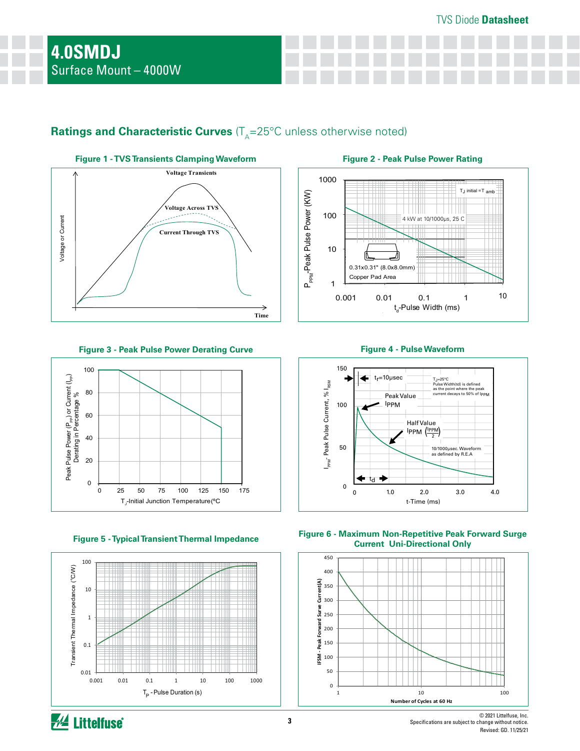## Ratings and Characteristic Curves ($T_A$=25°C unless otherwise noted)

**Figure 1 - TVS Transients Clamping Waveform**

Voltage Transients

Voltage Across TVS

Current Through TVS

Voltage or Current

Time

**Figure 2 - Peak Pulse Power Rating**

$T_J$ initial = $T_{amb}$

4 kW at 10/1000μs, 25 C

0.31x0.31" (8.0x8.0mm) Copper Pad Area

$P_{PPM}$-Peak Pulse Power (KW)

$t_d$-Pulse Width (ms)

**Figure 3 - Peak Pulse Power Derating Curve**

Peak Pulse Power ($P_{PP}$) or Current ($I_{PP}$) Derating in Percentage %

$T_J$-Initial Junction Temperature(°C

**Figure 4 - Pulse Waveform**

$t_r$=10μsec

$T_J$=25°C
Pulse Width(td) is defined as the point where the peak current decays to 50% of $I_{PPM}$

Peak Value $I_{PPM}$

Half Value $I_{PPM}$ $\left(\frac{I_{PPM}}{2}\right)$

10/1000μsec. Waveform as defined by R.E.A

$t_d$

$I_{PPM}$- Peak Pulse Current, % $I_{RSM}$

t-Time (ms)

**Figure 5 - Typical Transient Thermal Impedance**

Transient Thermal Impedance (°C/W)

$T_P$ - Pulse Duration (s)

**Figure 6 - Maximum Non-Repetitive Peak Forward Surge Current Uni-Directional Only**

IFSM - Peak Forward Surve Current(A)

Number of Cycles at 60 Hz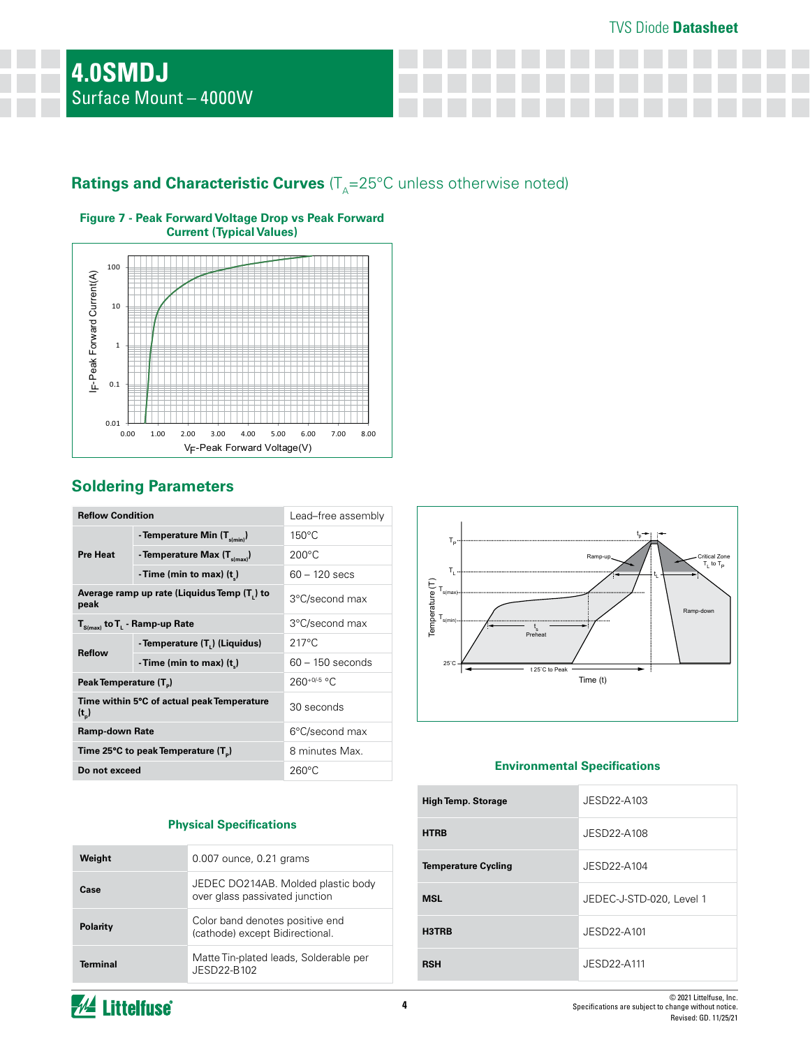# 4.0SMDJ

Surface Mount – 4000W

## Ratings and Characteristic Curves ($T_A$=25°C unless otherwise noted)

**Figure 7 - Peak Forward Voltage Drop vs Peak Forward Current (Typical Values)**

## Soldering Parameters

| Reflow Condition | | Lead–free assembly |
|---|---|---|
| Pre Heat | - Temperature Min ($T_{s(min)}$) | 150°C |
| | - Temperature Max ($T_{s(max)}$) | 200°C |
| | - Time (min to max) ($t_s$) | 60 – 120 secs |
| Average ramp up rate (Liquidus Temp ($T_L$) to peak | | 3°C/second max |
| $T_{S(max)}$ to $T_L$ - Ramp-up Rate | | 3°C/second max |
| Reflow | - Temperature ($T_L$) (Liquidus) | 217°C |
| | - Time (min to max) ($t_s$) | 60 – 150 seconds |
| Peak Temperature ($T_P$) | | $260^{+0/-5}$ °C |
| Time within 5°C of actual peak Temperature ($t_p$) | | 30 seconds |
| Ramp-down Rate | | 6°C/second max |
| Time 25°C to peak Temperature ($T_P$) | | 8 minutes Max. |
| Do not exceed | | 260°C |

### Physical Specifications

| Weight | 0.007 ounce, 0.21 grams |
|---|---|
| Case | JEDEC DO214AB. Molded plastic body over glass passivated junction |
| Polarity | Color band denotes positive end (cathode) except Bidirectional. |
| Terminal | Matte Tin-plated leads, Solderable per JESD22-B102 |

### Environmental Specifications

| High Temp. Storage | JESD22-A103 |
|---|---|
| HTRB | JESD22-A108 |
| Temperature Cycling | JESD22-A104 |
| MSL | JEDEC-J-STD-020, Level 1 |
| H3TRB | JESD22-A101 |
| RSH | JESD22-A111 |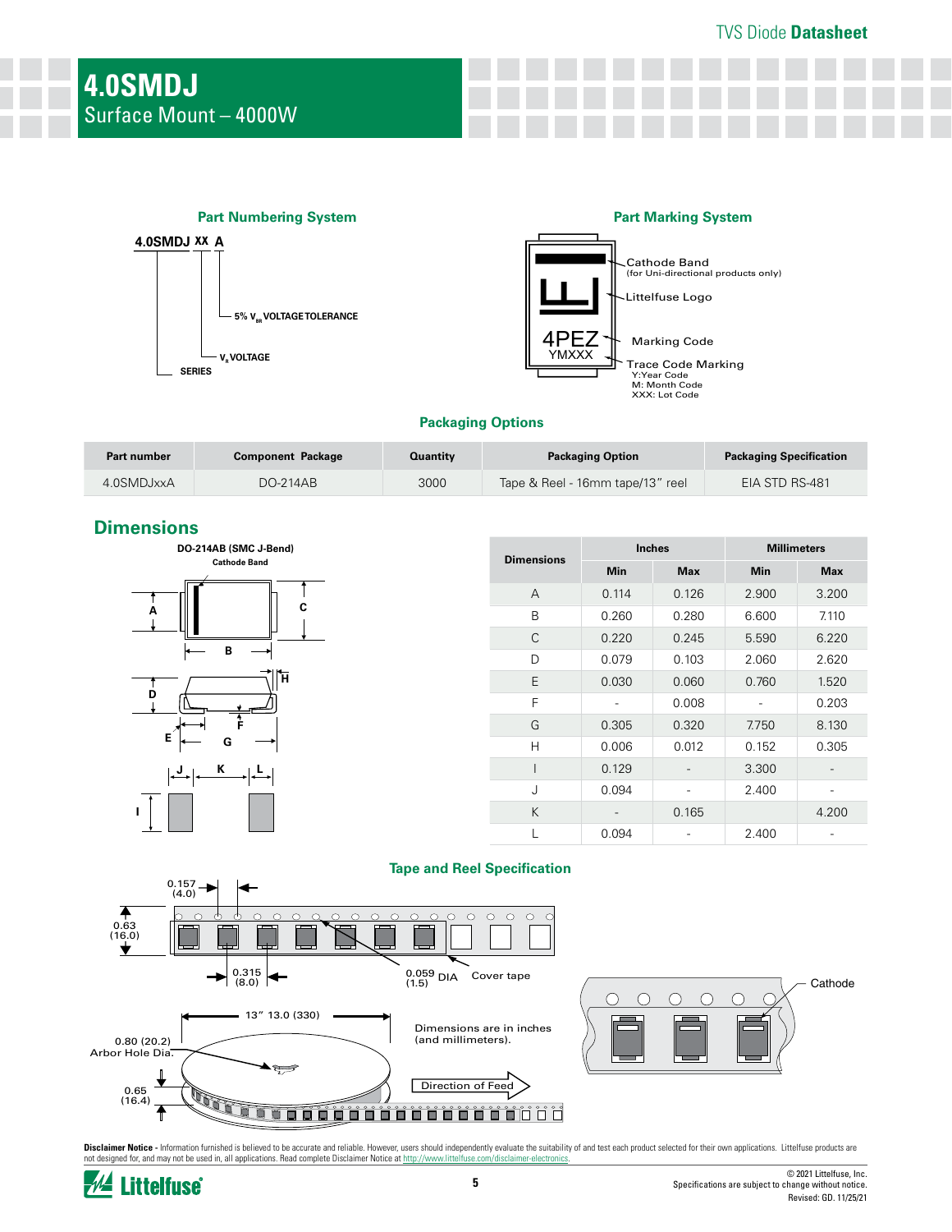# 4.0SMDJ
Surface Mount – 4000W

## Part Numbering System

4.0SMDJ XX A

- 5% $V_{BR}$ VOLTAGE TOLERANCE
- $V_R$ VOLTAGE
- SERIES

## Part Marking System

Cathode Band
(for Uni-directional products only)

Littelfuse Logo

4PEZ
YMXXX

Marking Code

Trace Code Marking
Y:Year Code
M: Month Code
XXX: Lot Code

## Packaging Options

| Part number | Component Package | Quantity | Packaging Option | Packaging Specification |
|---|---|---|---|---|
| 4.0SMDJxxA | DO-214AB | 3000 | Tape & Reel - 16mm tape/13" reel | EIA STD RS-481 |

## Dimensions

DO-214AB (SMC J-Bend)

Cathode Band

A, B, C, D, E, F, G, H, I, J, K, L

| Dimensions | Inches | | Millimeters | |
|---|---|---|---|---|
| | Min | Max | Min | Max |
| A | 0.114 | 0.126 | 2.900 | 3.200 |
| B | 0.260 | 0.280 | 6.600 | 7.110 |
| C | 0.220 | 0.245 | 5.590 | 6.220 |
| D | 0.079 | 0.103 | 2.060 | 2.620 |
| E | 0.030 | 0.060 | 0.760 | 1.520 |
| F | - | 0.008 | - | 0.203 |
| G | 0.305 | 0.320 | 7.750 | 8.130 |
| H | 0.006 | 0.012 | 0.152 | 0.305 |
| I | 0.129 | - | 3.300 | - |
| J | 0.094 | - | 2.400 | - |
| K | - | 0.165 | | 4.200 |
| L | 0.094 | - | 2.400 | - |

## Tape and Reel Specification

0.157
(4.0)

0.63
(16.0)

0.315
(8.0)

0.059 DIA
(1.5)

Cover tape

13" 13.0 (330)

0.80 (20.2)
Arbor Hole Dia.

0.65
(16.4)

Dimensions are in inches
(and millimeters).

Direction of Feed

Cathode

**Disclaimer Notice -** Information furnished is believed to be accurate and reliable. However, users should independently evaluate the suitability of and test each product selected for their own applications. Littelfuse products are not designed for, and may not be used in, all applications. Read complete Disclaimer Notice at http://www.littelfuse.com/disclaimer-electronics.

© 2021 Littelfuse, Inc.
Specifications are subject to change without notice.
Revised: GD. 11/25/21